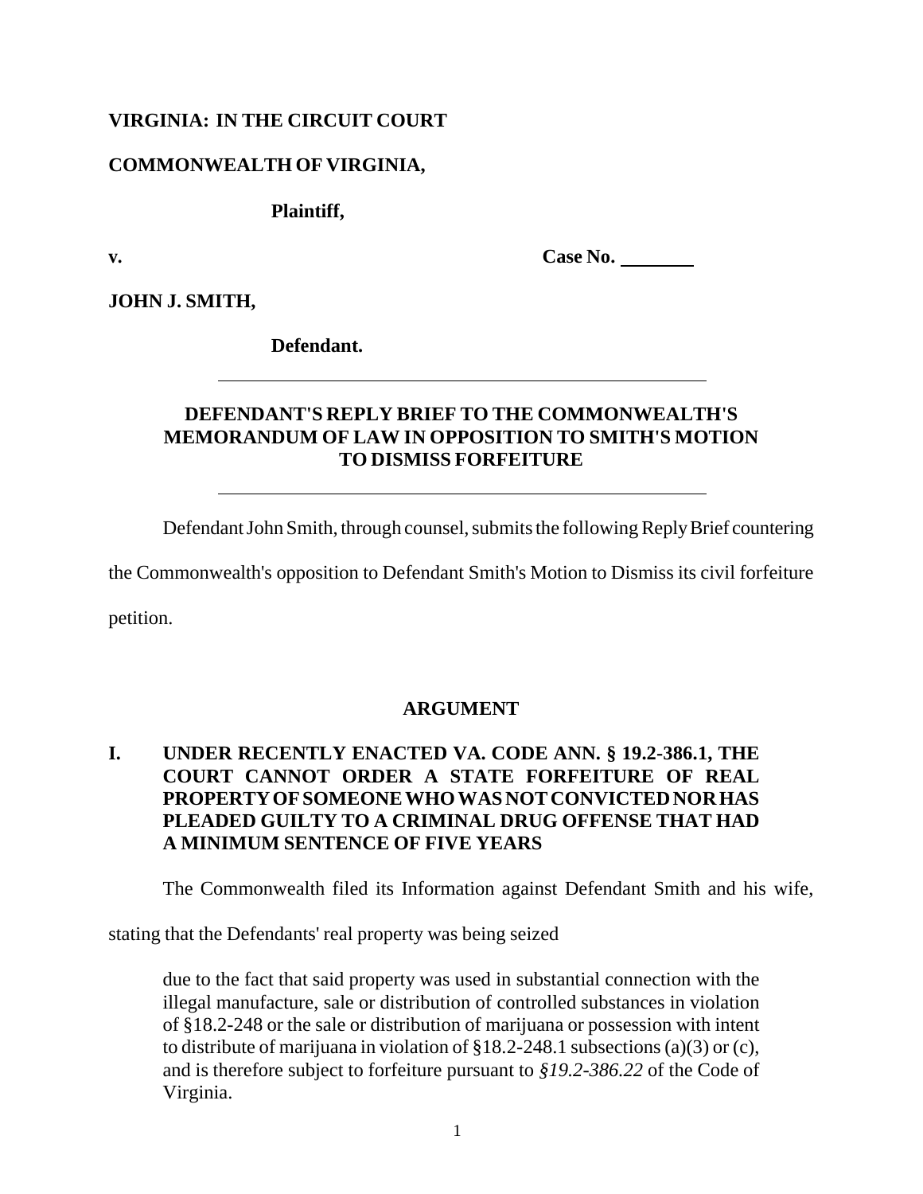**VIRGINIA: IN THE CIRCUIT COURT**

**COMMONWEALTH OF VIRGINIA,**

**Plaintiff,**

**v.** **Case No. \_\_\_\_\_\_\_\_**

**JOHN J. SMITH,**

**Defendant.**

---

## DEFENDANT'S REPLY BRIEF TO THE COMMONWEALTH'S MEMORANDUM OF LAW IN OPPOSITION TO SMITH'S MOTION TO DISMISS FORFEITURE

---

Defendant John Smith, through counsel, submits the following Reply Brief countering the Commonwealth's opposition to Defendant Smith's Motion to Dismiss its civil forfeiture petition.

## ARGUMENT

### I. UNDER RECENTLY ENACTED VA. CODE ANN. § 19.2-386.1, THE COURT CANNOT ORDER A STATE FORFEITURE OF REAL PROPERTY OF SOMEONE WHO WAS NOT CONVICTED NOR HAS PLEADED GUILTY TO A CRIMINAL DRUG OFFENSE THAT HAD A MINIMUM SENTENCE OF FIVE YEARS

The Commonwealth filed its Information against Defendant Smith and his wife, stating that the Defendants' real property was being seized

> due to the fact that said property was used in substantial connection with the illegal manufacture, sale or distribution of controlled substances in violation of §18.2-248 or the sale or distribution of marijuana or possession with intent to distribute of marijuana in violation of §18.2-248.1 subsections (a)(3) or (c), and is therefore subject to forfeiture pursuant to *§19.2-386.22* of the Code of Virginia.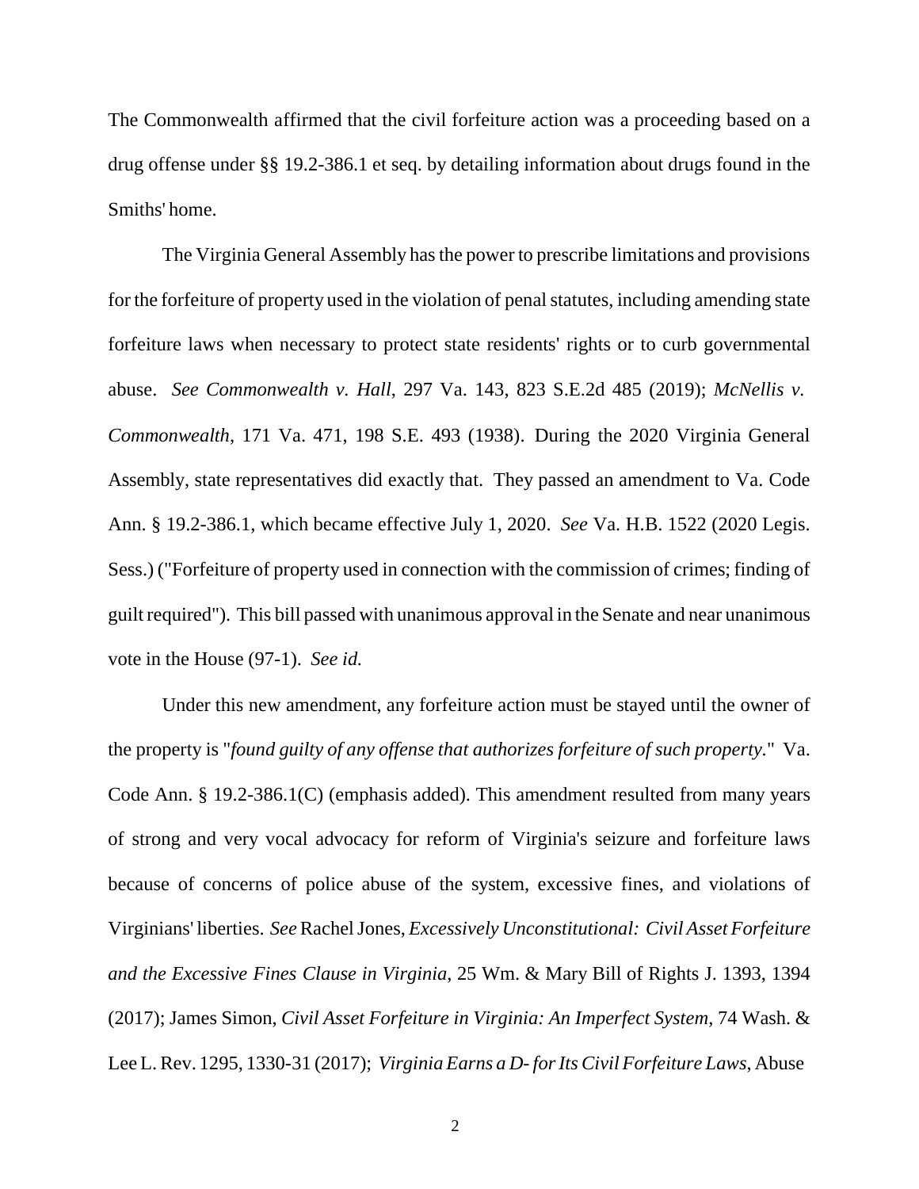The Commonwealth affirmed that the civil forfeiture action was a proceeding based on a drug offense under §§ 19.2-386.1 et seq. by detailing information about drugs found in the Smiths' home.

The Virginia General Assembly has the power to prescribe limitations and provisions for the forfeiture of property used in the violation of penal statutes, including amending state forfeiture laws when necessary to protect state residents' rights or to curb governmental abuse. *See Commonwealth v. Hall*, 297 Va. 143, 823 S.E.2d 485 (2019); *McNellis v. Commonwealth*, 171 Va. 471, 198 S.E. 493 (1938). During the 2020 Virginia General Assembly, state representatives did exactly that. They passed an amendment to Va. Code Ann. § 19.2-386.1, which became effective July 1, 2020. *See* Va. H.B. 1522 (2020 Legis. Sess.) ("Forfeiture of property used in connection with the commission of crimes; finding of guilt required"). This bill passed with unanimous approval in the Senate and near unanimous vote in the House (97-1). *See id.*

Under this new amendment, any forfeiture action must be stayed until the owner of the property is "*found guilty of any offense that authorizes forfeiture of such property.*" Va. Code Ann. § 19.2-386.1(C) (emphasis added). This amendment resulted from many years of strong and very vocal advocacy for reform of Virginia's seizure and forfeiture laws because of concerns of police abuse of the system, excessive fines, and violations of Virginians' liberties. *See* Rachel Jones, *Excessively Unconstitutional: Civil Asset Forfeiture and the Excessive Fines Clause in Virginia*, 25 Wm. & Mary Bill of Rights J. 1393, 1394 (2017); James Simon, *Civil Asset Forfeiture in Virginia: An Imperfect System*, 74 Wash. & Lee L. Rev. 1295, 1330-31 (2017); *Virginia Earns a D- for Its Civil Forfeiture Laws*, Abuse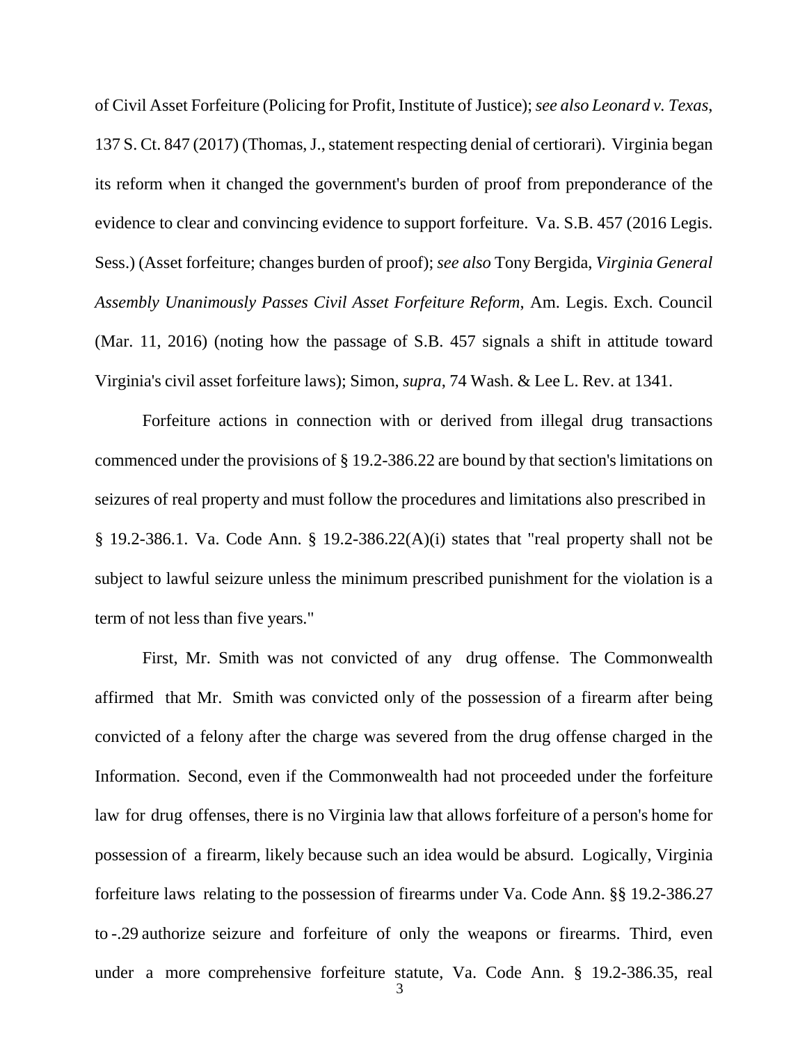of Civil Asset Forfeiture (Policing for Profit, Institute of Justice); *see also Leonard v. Texas*, 137 S. Ct. 847 (2017) (Thomas, J., statement respecting denial of certiorari). Virginia began its reform when it changed the government's burden of proof from preponderance of the evidence to clear and convincing evidence to support forfeiture. Va. S.B. 457 (2016 Legis. Sess.) (Asset forfeiture; changes burden of proof); *see also* Tony Bergida, *Virginia General Assembly Unanimously Passes Civil Asset Forfeiture Reform*, Am. Legis. Exch. Council (Mar. 11, 2016) (noting how the passage of S.B. 457 signals a shift in attitude toward Virginia's civil asset forfeiture laws); Simon, *supra*, 74 Wash. & Lee L. Rev. at 1341.

Forfeiture actions in connection with or derived from illegal drug transactions commenced under the provisions of § 19.2-386.22 are bound by that section's limitations on seizures of real property and must follow the procedures and limitations also prescribed in § 19.2-386.1. Va. Code Ann. § 19.2-386.22(A)(i) states that "real property shall not be subject to lawful seizure unless the minimum prescribed punishment for the violation is a term of not less than five years."

First, Mr. Smith was not convicted of any drug offense. The Commonwealth affirmed that Mr. Smith was convicted only of the possession of a firearm after being convicted of a felony after the charge was severed from the drug offense charged in the Information. Second, even if the Commonwealth had not proceeded under the forfeiture law for drug offenses, there is no Virginia law that allows forfeiture of a person's home for possession of a firearm, likely because such an idea would be absurd. Logically, Virginia forfeiture laws relating to the possession of firearms under Va. Code Ann. §§ 19.2-386.27 to -.29 authorize seizure and forfeiture of only the weapons or firearms. Third, even under a more comprehensive forfeiture statute, Va. Code Ann. § 19.2-386.35, real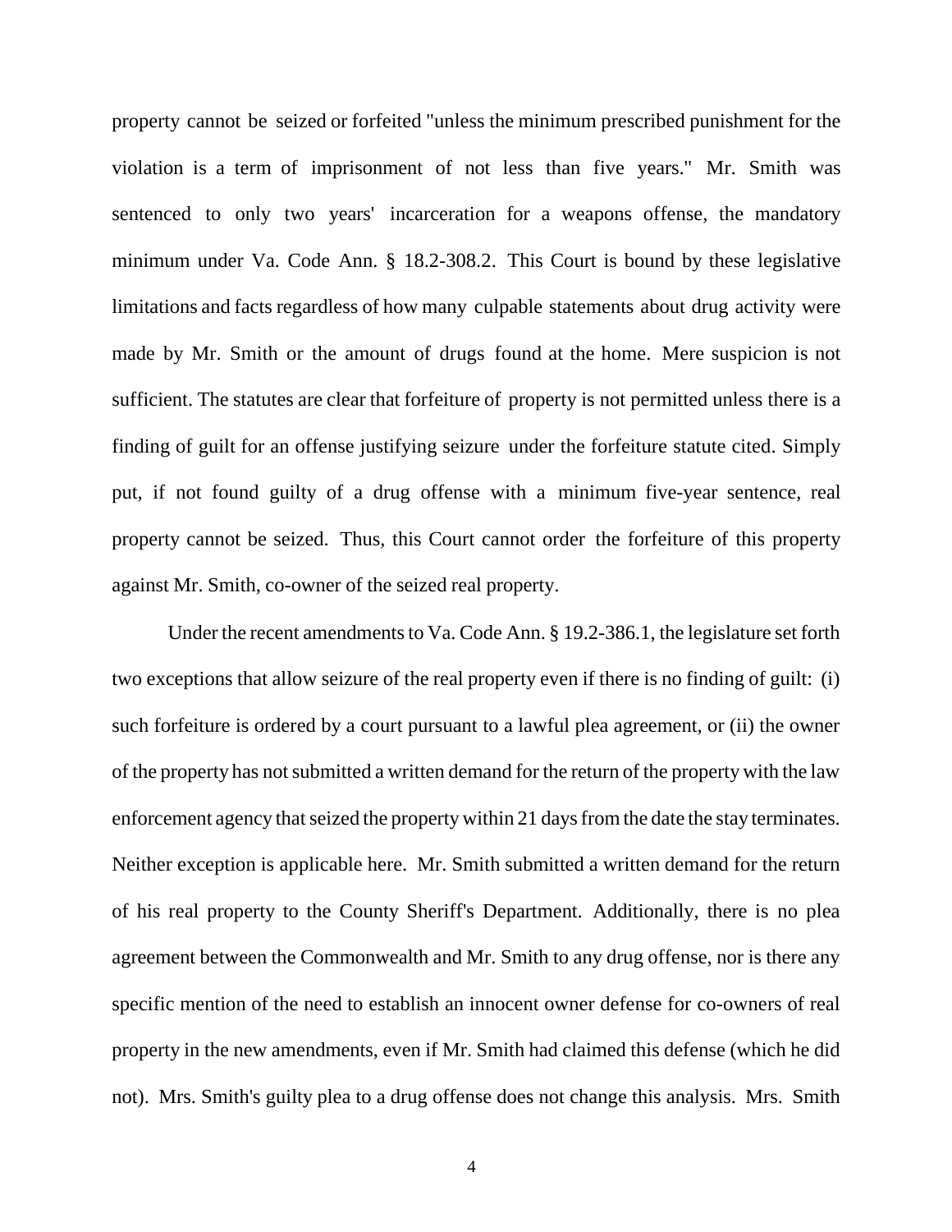property cannot be seized or forfeited "unless the minimum prescribed punishment for the violation is a term of imprisonment of not less than five years." Mr. Smith was sentenced to only two years' incarceration for a weapons offense, the mandatory minimum under Va. Code Ann. § 18.2-308.2. This Court is bound by these legislative limitations and facts regardless of how many culpable statements about drug activity were made by Mr. Smith or the amount of drugs found at the home. Mere suspicion is not sufficient. The statutes are clear that forfeiture of property is not permitted unless there is a finding of guilt for an offense justifying seizure under the forfeiture statute cited. Simply put, if not found guilty of a drug offense with a minimum five-year sentence, real property cannot be seized. Thus, this Court cannot order the forfeiture of this property against Mr. Smith, co-owner of the seized real property.

Under the recent amendments to Va. Code Ann. § 19.2-386.1, the legislature set forth two exceptions that allow seizure of the real property even if there is no finding of guilt: (i) such forfeiture is ordered by a court pursuant to a lawful plea agreement, or (ii) the owner of the property has not submitted a written demand for the return of the property with the law enforcement agency that seized the property within 21 days from the date the stay terminates. Neither exception is applicable here. Mr. Smith submitted a written demand for the return of his real property to the County Sheriff's Department. Additionally, there is no plea agreement between the Commonwealth and Mr. Smith to any drug offense, nor is there any specific mention of the need to establish an innocent owner defense for co-owners of real property in the new amendments, even if Mr. Smith had claimed this defense (which he did not). Mrs. Smith's guilty plea to a drug offense does not change this analysis. Mrs. Smith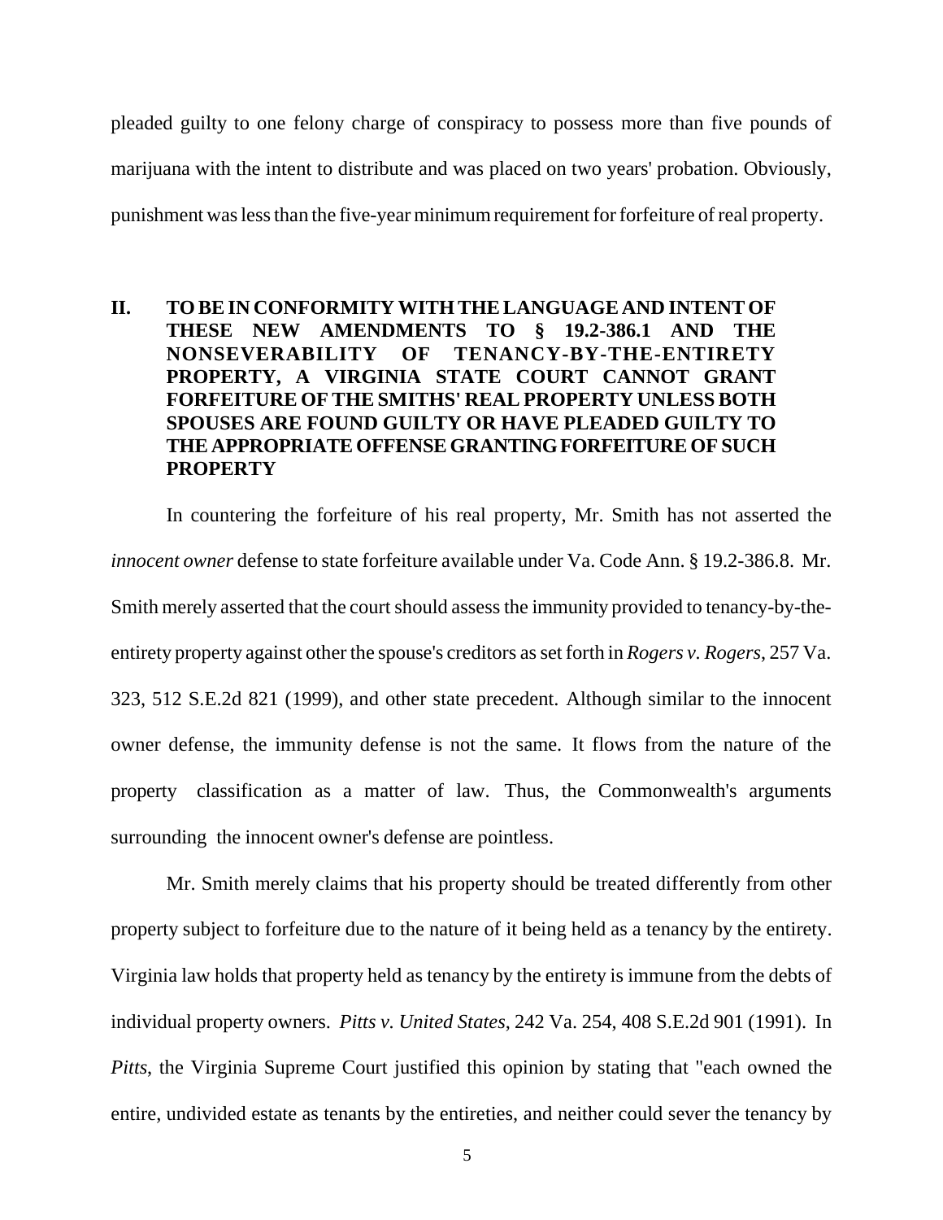pleaded guilty to one felony charge of conspiracy to possess more than five pounds of marijuana with the intent to distribute and was placed on two years' probation. Obviously, punishment was less than the five-year minimum requirement for forfeiture of real property.

## II. TO BE IN CONFORMITY WITH THE LANGUAGE AND INTENT OF THESE NEW AMENDMENTS TO § 19.2-386.1 AND THE NONSEVERABILITY OF TENANCY-BY-THE-ENTIRETY PROPERTY, A VIRGINIA STATE COURT CANNOT GRANT FORFEITURE OF THE SMITHS' REAL PROPERTY UNLESS BOTH SPOUSES ARE FOUND GUILTY OR HAVE PLEADED GUILTY TO THE APPROPRIATE OFFENSE GRANTING FORFEITURE OF SUCH PROPERTY

In countering the forfeiture of his real property, Mr. Smith has not asserted the *innocent owner* defense to state forfeiture available under Va. Code Ann. § 19.2-386.8. Mr. Smith merely asserted that the court should assess the immunity provided to tenancy-by-the-entirety property against other the spouse's creditors as set forth in *Rogers v. Rogers*, 257 Va. 323, 512 S.E.2d 821 (1999), and other state precedent. Although similar to the innocent owner defense, the immunity defense is not the same. It flows from the nature of the property classification as a matter of law. Thus, the Commonwealth's arguments surrounding the innocent owner's defense are pointless.

Mr. Smith merely claims that his property should be treated differently from other property subject to forfeiture due to the nature of it being held as a tenancy by the entirety. Virginia law holds that property held as tenancy by the entirety is immune from the debts of individual property owners. *Pitts v. United States*, 242 Va. 254, 408 S.E.2d 901 (1991). In *Pitts*, the Virginia Supreme Court justified this opinion by stating that "each owned the entire, undivided estate as tenants by the entireties, and neither could sever the tenancy by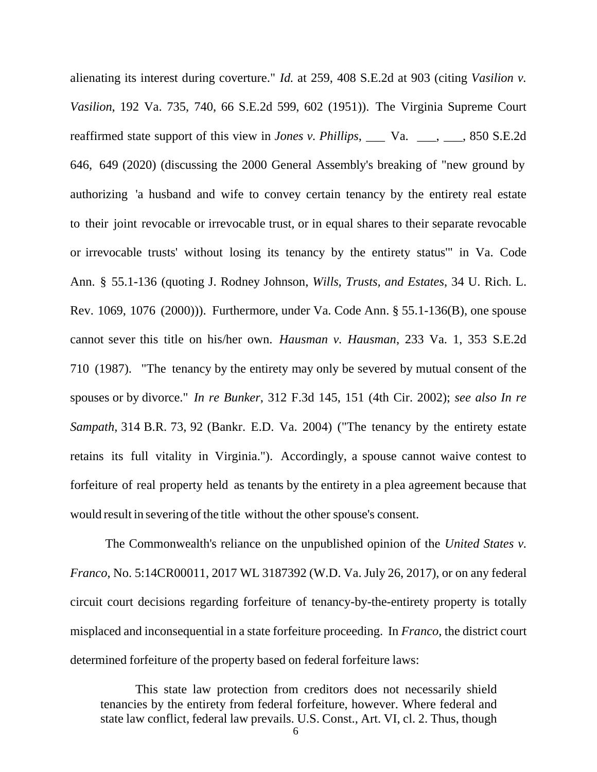alienating its interest during coverture." *Id.* at 259, 408 S.E.2d at 903 (citing *Vasilion v. Vasilion*, 192 Va. 735, 740, 66 S.E.2d 599, 602 (1951)). The Virginia Supreme Court reaffirmed state support of this view in *Jones v. Phillips*, ___ Va. ___, ___, 850 S.E.2d 646, 649 (2020) (discussing the 2000 General Assembly's breaking of "new ground by authorizing 'a husband and wife to convey certain tenancy by the entirety real estate to their joint revocable or irrevocable trust, or in equal shares to their separate revocable or irrevocable trusts' without losing its tenancy by the entirety status'" in Va. Code Ann. § 55.1-136 (quoting J. Rodney Johnson, *Wills, Trusts, and Estates*, 34 U. Rich. L. Rev. 1069, 1076 (2000))). Furthermore, under Va. Code Ann. § 55.1-136(B), one spouse cannot sever this title on his/her own. *Hausman v. Hausman*, 233 Va. 1, 353 S.E.2d 710 (1987). "The tenancy by the entirety may only be severed by mutual consent of the spouses or by divorce." *In re Bunker*, 312 F.3d 145, 151 (4th Cir. 2002); *see also In re Sampath*, 314 B.R. 73, 92 (Bankr. E.D. Va. 2004) ("The tenancy by the entirety estate retains its full vitality in Virginia."). Accordingly, a spouse cannot waive contest to forfeiture of real property held as tenants by the entirety in a plea agreement because that would result in severing of the title without the other spouse's consent.

The Commonwealth's reliance on the unpublished opinion of the *United States v. Franco*, No. 5:14CR00011, 2017 WL 3187392 (W.D. Va. July 26, 2017), or on any federal circuit court decisions regarding forfeiture of tenancy-by-the-entirety property is totally misplaced and inconsequential in a state forfeiture proceeding. In *Franco*, the district court determined forfeiture of the property based on federal forfeiture laws:

> This state law protection from creditors does not necessarily shield tenancies by the entirety from federal forfeiture, however. Where federal and state law conflict, federal law prevails. U.S. Const., Art. VI, cl. 2. Thus, though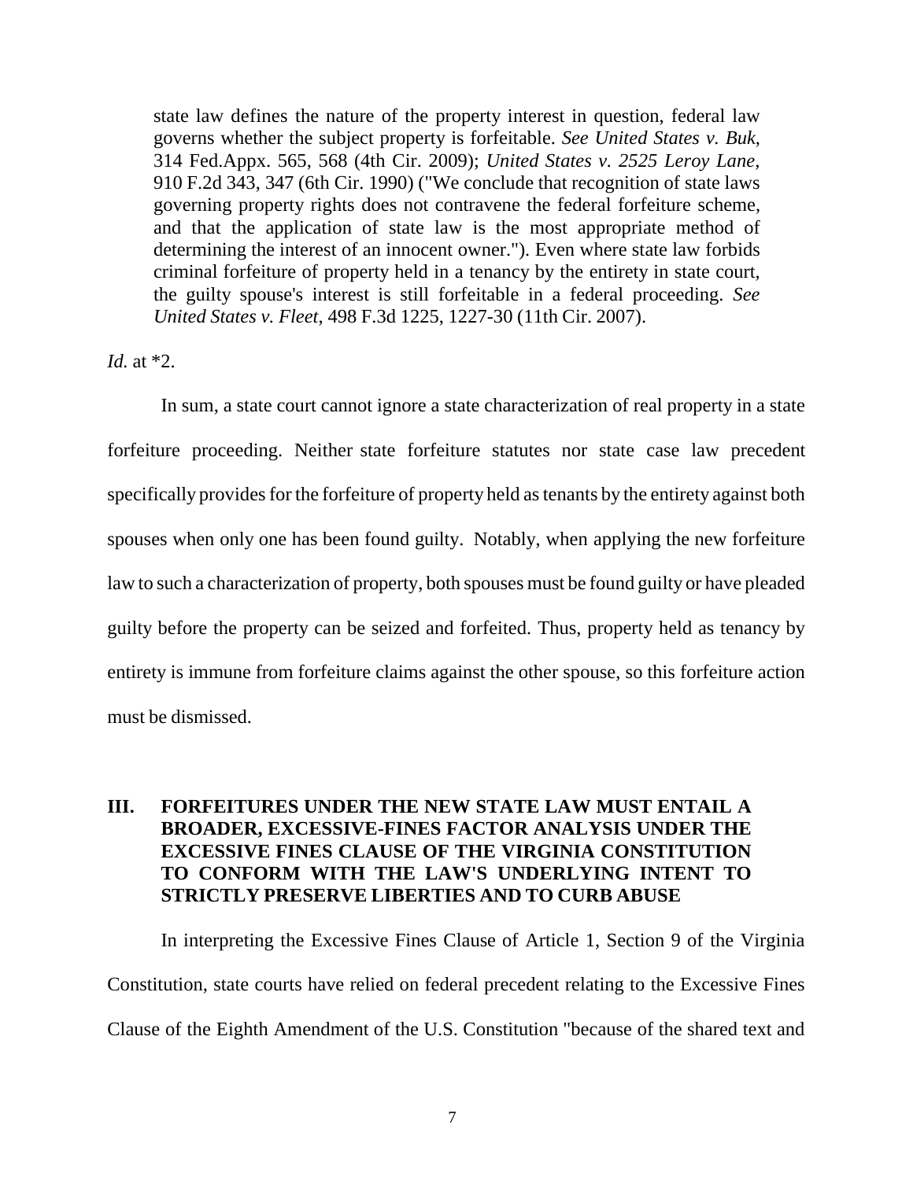> state law defines the nature of the property interest in question, federal law governs whether the subject property is forfeitable. *See United States v. Buk*, 314 Fed.Appx. 565, 568 (4th Cir. 2009); *United States v. 2525 Leroy Lane*, 910 F.2d 343, 347 (6th Cir. 1990) ("We conclude that recognition of state laws governing property rights does not contravene the federal forfeiture scheme, and that the application of state law is the most appropriate method of determining the interest of an innocent owner."). Even where state law forbids criminal forfeiture of property held in a tenancy by the entirety in state court, the guilty spouse's interest is still forfeitable in a federal proceeding. *See United States v. Fleet*, 498 F.3d 1225, 1227-30 (11th Cir. 2007).

*Id.* at *2.

In sum, a state court cannot ignore a state characterization of real property in a state forfeiture proceeding. Neither state forfeiture statutes nor state case law precedent specifically provides for the forfeiture of property held as tenants by the entirety against both spouses when only one has been found guilty. Notably, when applying the new forfeiture law to such a characterization of property, both spouses must be found guilty or have pleaded guilty before the property can be seized and forfeited. Thus, property held as tenancy by entirety is immune from forfeiture claims against the other spouse, so this forfeiture action must be dismissed.

## III. FORFEITURES UNDER THE NEW STATE LAW MUST ENTAIL A BROADER, EXCESSIVE-FINES FACTOR ANALYSIS UNDER THE EXCESSIVE FINES CLAUSE OF THE VIRGINIA CONSTITUTION TO CONFORM WITH THE LAW'S UNDERLYING INTENT TO STRICTLY PRESERVE LIBERTIES AND TO CURB ABUSE

In interpreting the Excessive Fines Clause of Article 1, Section 9 of the Virginia Constitution, state courts have relied on federal precedent relating to the Excessive Fines Clause of the Eighth Amendment of the U.S. Constitution "because of the shared text and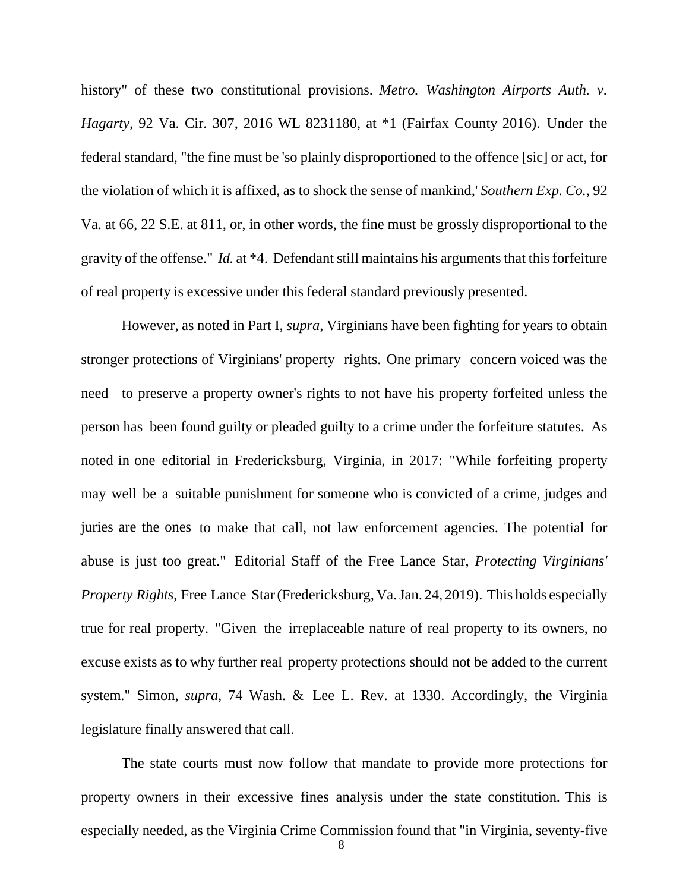history" of these two constitutional provisions. *Metro. Washington Airports Auth. v. Hagarty*, 92 Va. Cir. 307, 2016 WL 8231180, at *1 (Fairfax County 2016). Under the federal standard, "the fine must be 'so plainly disproportioned to the offence [sic] or act, for the violation of which it is affixed, as to shock the sense of mankind,' *Southern Exp. Co.*, 92 Va. at 66, 22 S.E. at 811, or, in other words, the fine must be grossly disproportional to the gravity of the offense." *Id.* at *4. Defendant still maintains his arguments that this forfeiture of real property is excessive under this federal standard previously presented.

However, as noted in Part I, *supra*, Virginians have been fighting for years to obtain stronger protections of Virginians' property rights. One primary concern voiced was the need to preserve a property owner's rights to not have his property forfeited unless the person has been found guilty or pleaded guilty to a crime under the forfeiture statutes. As noted in one editorial in Fredericksburg, Virginia, in 2017: "While forfeiting property may well be a suitable punishment for someone who is convicted of a crime, judges and juries are the ones to make that call, not law enforcement agencies. The potential for abuse is just too great." Editorial Staff of the Free Lance Star, *Protecting Virginians' Property Rights*, Free Lance Star (Fredericksburg, Va. Jan. 24, 2019). This holds especially true for real property. "Given the irreplaceable nature of real property to its owners, no excuse exists as to why further real property protections should not be added to the current system." Simon, *supra*, 74 Wash. & Lee L. Rev. at 1330. Accordingly, the Virginia legislature finally answered that call.

The state courts must now follow that mandate to provide more protections for property owners in their excessive fines analysis under the state constitution. This is especially needed, as the Virginia Crime Commission found that "in Virginia, seventy-five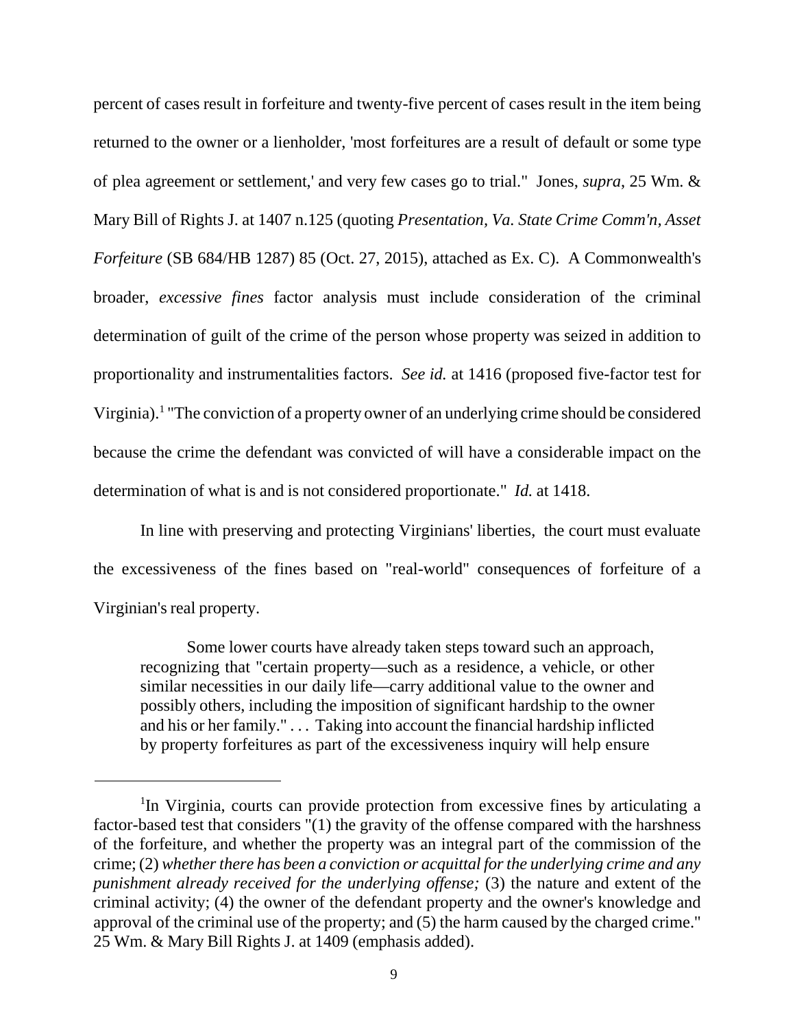percent of cases result in forfeiture and twenty-five percent of cases result in the item being returned to the owner or a lienholder, 'most forfeitures are a result of default or some type of plea agreement or settlement,' and very few cases go to trial." Jones, *supra*, 25 Wm. & Mary Bill of Rights J. at 1407 n.125 (quoting *Presentation, Va. State Crime Comm'n, Asset Forfeiture* (SB 684/HB 1287) 85 (Oct. 27, 2015), attached as Ex. C). A Commonwealth's broader, *excessive fines* factor analysis must include consideration of the criminal determination of guilt of the crime of the person whose property was seized in addition to proportionality and instrumentalities factors. *See id.* at 1416 (proposed five-factor test for Virginia).[1] "The conviction of a property owner of an underlying crime should be considered because the crime the defendant was convicted of will have a considerable impact on the determination of what is and is not considered proportionate." *Id.* at 1418.

In line with preserving and protecting Virginians' liberties, the court must evaluate the excessiveness of the fines based on "real-world" consequences of forfeiture of a Virginian's real property.

> Some lower courts have already taken steps toward such an approach, recognizing that "certain property—such as a residence, a vehicle, or other similar necessities in our daily life—carry additional value to the owner and possibly others, including the imposition of significant hardship to the owner and his or her family." . . . Taking into account the financial hardship inflicted by property forfeitures as part of the excessiveness inquiry will help ensure

---

[1] In Virginia, courts can provide protection from excessive fines by articulating a factor-based test that considers "(1) the gravity of the offense compared with the harshness of the forfeiture, and whether the property was an integral part of the commission of the crime; (2) *whether there has been a conviction or acquittal for the underlying crime and any punishment already received for the underlying offense;* (3) the nature and extent of the criminal activity; (4) the owner of the defendant property and the owner's knowledge and approval of the criminal use of the property; and (5) the harm caused by the charged crime." 25 Wm. & Mary Bill Rights J. at 1409 (emphasis added).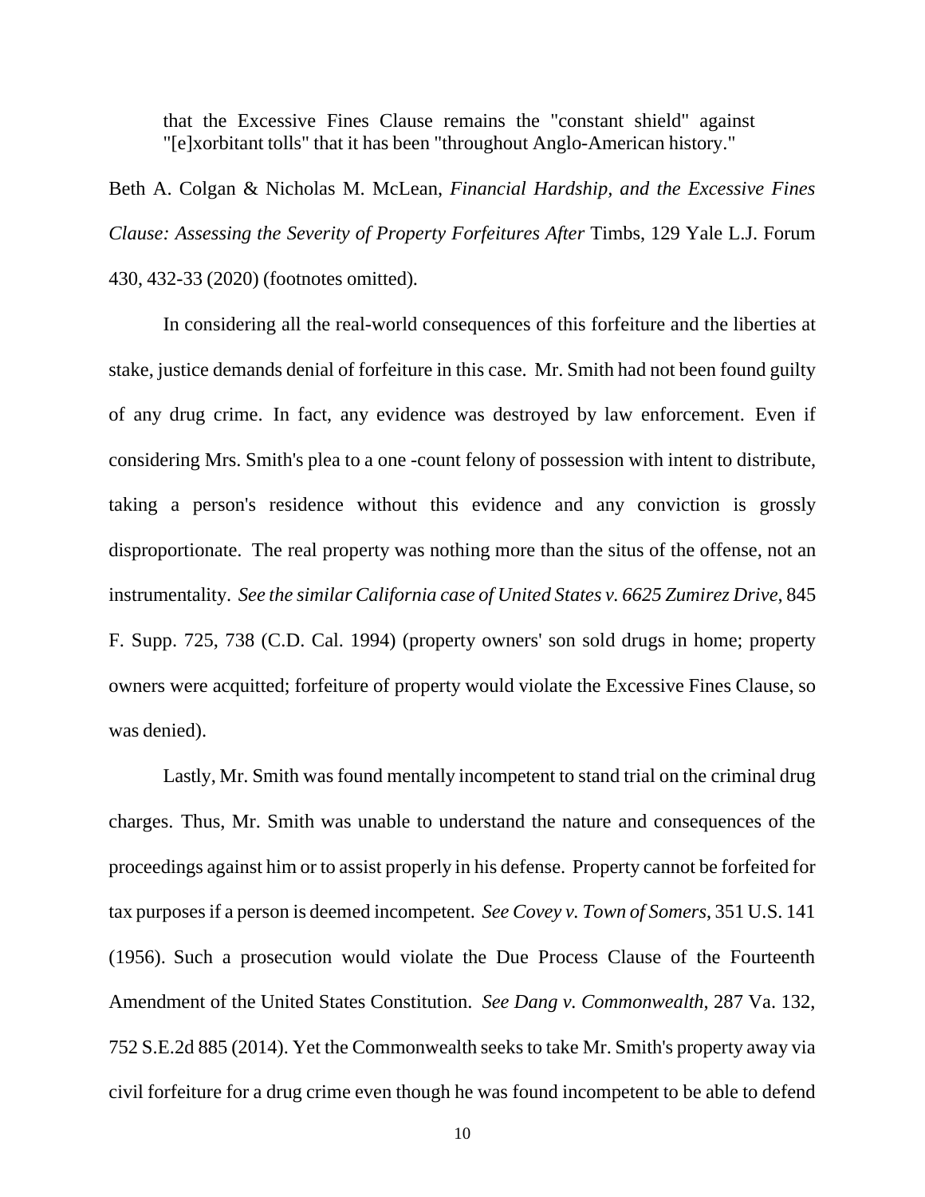> that the Excessive Fines Clause remains the "constant shield" against "[e]xorbitant tolls" that it has been "throughout Anglo-American history."

Beth A. Colgan & Nicholas M. McLean, *Financial Hardship, and the Excessive Fines Clause: Assessing the Severity of Property Forfeitures After* Timbs, 129 Yale L.J. Forum 430, 432-33 (2020) (footnotes omitted).

In considering all the real-world consequences of this forfeiture and the liberties at stake, justice demands denial of forfeiture in this case. Mr. Smith had not been found guilty of any drug crime. In fact, any evidence was destroyed by law enforcement. Even if considering Mrs. Smith's plea to a one -count felony of possession with intent to distribute, taking a person's residence without this evidence and any conviction is grossly disproportionate. The real property was nothing more than the situs of the offense, not an instrumentality. *See the similar California case of United States v. 6625 Zumirez Drive*, 845 F. Supp. 725, 738 (C.D. Cal. 1994) (property owners' son sold drugs in home; property owners were acquitted; forfeiture of property would violate the Excessive Fines Clause, so was denied).

Lastly, Mr. Smith was found mentally incompetent to stand trial on the criminal drug charges. Thus, Mr. Smith was unable to understand the nature and consequences of the proceedings against him or to assist properly in his defense. Property cannot be forfeited for tax purposes if a person is deemed incompetent. *See Covey v. Town of Somers*, 351 U.S. 141 (1956). Such a prosecution would violate the Due Process Clause of the Fourteenth Amendment of the United States Constitution. *See Dang v. Commonwealth*, 287 Va. 132, 752 S.E.2d 885 (2014). Yet the Commonwealth seeks to take Mr. Smith's property away via civil forfeiture for a drug crime even though he was found incompetent to be able to defend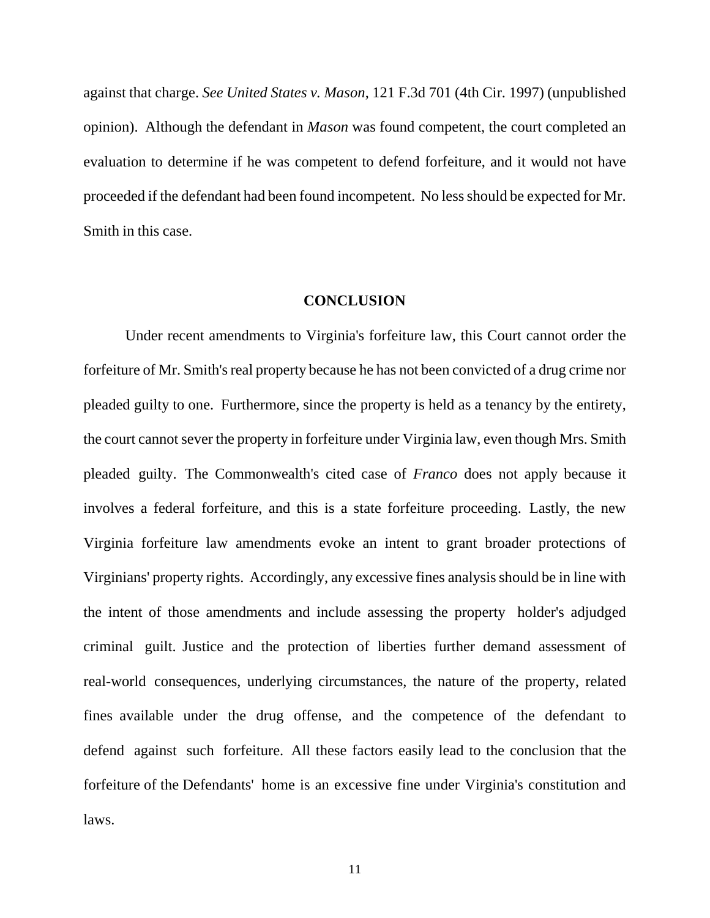against that charge. *See United States v. Mason*, 121 F.3d 701 (4th Cir. 1997) (unpublished opinion). Although the defendant in *Mason* was found competent, the court completed an evaluation to determine if he was competent to defend forfeiture, and it would not have proceeded if the defendant had been found incompetent. No less should be expected for Mr. Smith in this case.

## CONCLUSION

Under recent amendments to Virginia's forfeiture law, this Court cannot order the forfeiture of Mr. Smith's real property because he has not been convicted of a drug crime nor pleaded guilty to one. Furthermore, since the property is held as a tenancy by the entirety, the court cannot sever the property in forfeiture under Virginia law, even though Mrs. Smith pleaded guilty. The Commonwealth's cited case of *Franco* does not apply because it involves a federal forfeiture, and this is a state forfeiture proceeding. Lastly, the new Virginia forfeiture law amendments evoke an intent to grant broader protections of Virginians' property rights. Accordingly, any excessive fines analysis should be in line with the intent of those amendments and include assessing the property holder's adjudged criminal guilt. Justice and the protection of liberties further demand assessment of real-world consequences, underlying circumstances, the nature of the property, related fines available under the drug offense, and the competence of the defendant to defend against such forfeiture. All these factors easily lead to the conclusion that the forfeiture of the Defendants' home is an excessive fine under Virginia's constitution and laws.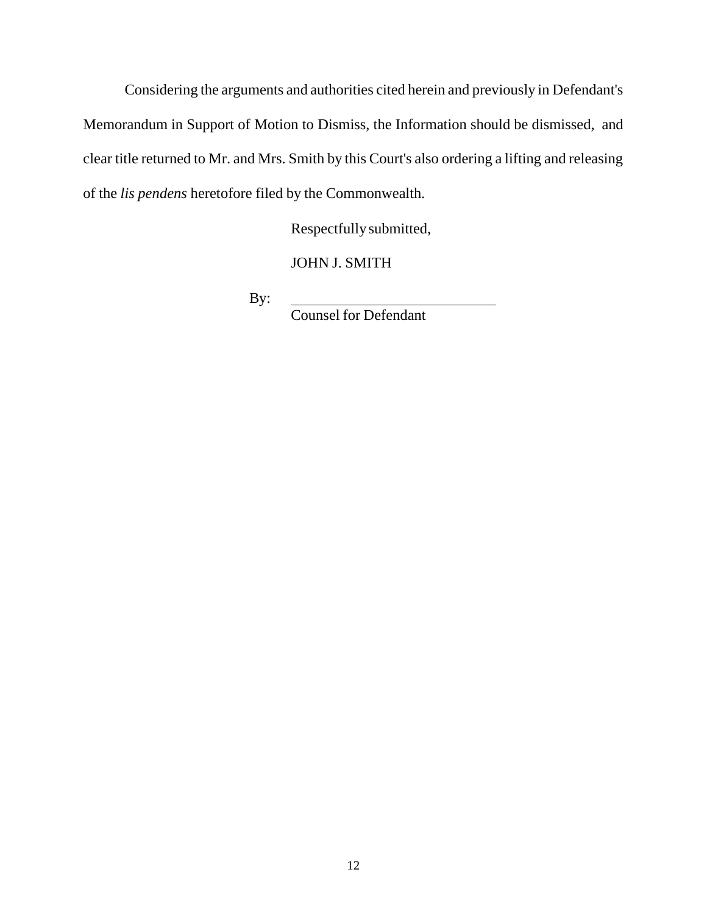Considering the arguments and authorities cited herein and previously in Defendant's Memorandum in Support of Motion to Dismiss, the Information should be dismissed, and clear title returned to Mr. and Mrs. Smith by this Court's also ordering a lifting and releasing of the *lis pendens* heretofore filed by the Commonwealth.

Respectfully submitted,

JOHN J. SMITH

By: ______________________________

Counsel for Defendant